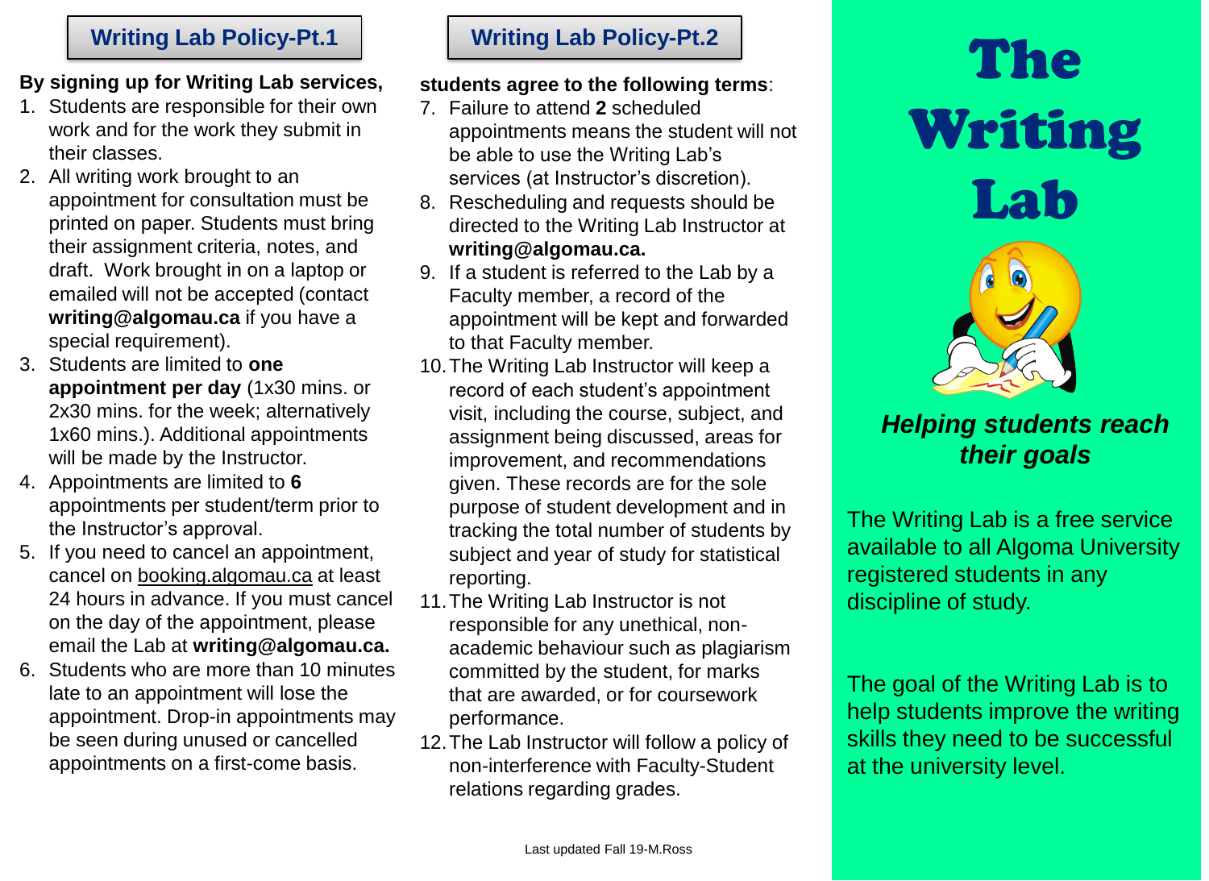## Writing Lab Policy-Pt.1

**By signing up for Writing Lab services,**

1. Students are responsible for their own work and for the work they submit in their classes.
2. All writing work brought to an appointment for consultation must be printed on paper. Students must bring their assignment criteria, notes, and draft. Work brought in on a laptop or emailed will not be accepted (contact **writing@algomau.ca** if you have a special requirement).
3. Students are limited to **one appointment per day** (1x30 mins. or 2x30 mins. for the week; alternatively 1x60 mins.). Additional appointments will be made by the Instructor.
4. Appointments are limited to **6** appointments per student/term prior to the Instructor's approval.
5. If you need to cancel an appointment, cancel on booking.algomau.ca at least 24 hours in advance. If you must cancel on the day of the appointment, please email the Lab at **writing@algomau.ca.**
6. Students who are more than 10 minutes late to an appointment will lose the appointment. Drop-in appointments may be seen during unused or cancelled appointments on a first-come basis.

## Writing Lab Policy-Pt.2

**students agree to the following terms**:

7. Failure to attend **2** scheduled appointments means the student will not be able to use the Writing Lab's services (at Instructor's discretion).
8. Rescheduling and requests should be directed to the Writing Lab Instructor at **writing@algomau.ca.**
9. If a student is referred to the Lab by a Faculty member, a record of the appointment will be kept and forwarded to that Faculty member.
10. The Writing Lab Instructor will keep a record of each student's appointment visit, including the course, subject, and assignment being discussed, areas for improvement, and recommendations given. These records are for the sole purpose of student development and in tracking the total number of students by subject and year of study for statistical reporting.
11. The Writing Lab Instructor is not responsible for any unethical, non-academic behaviour such as plagiarism committed by the student, for marks that are awarded, or for coursework performance.
12. The Lab Instructor will follow a policy of non-interference with Faculty-Student relations regarding grades.

Last updated Fall 19-M.Ross

# The Writing Lab

***Helping students reach their goals***

The Writing Lab is a free service available to all Algoma University registered students in any discipline of study.

The goal of the Writing Lab is to help students improve the writing skills they need to be successful at the university level.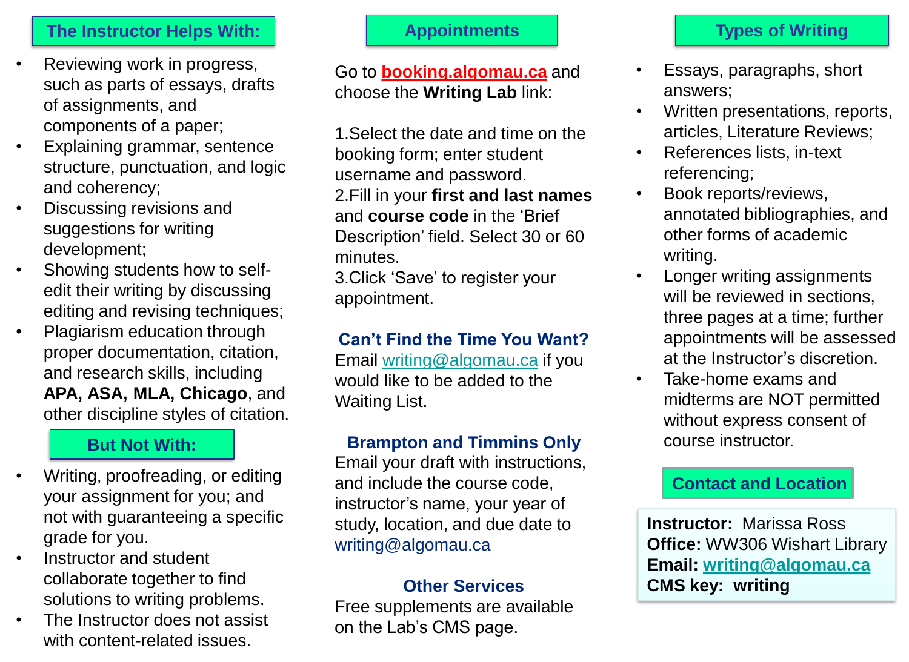## The Instructor Helps With:

- Reviewing work in progress, such as parts of essays, drafts of assignments, and components of a paper;
- Explaining grammar, sentence structure, punctuation, and logic and coherency;
- Discussing revisions and suggestions for writing development;
- Showing students how to self-edit their writing by discussing editing and revising techniques;
- Plagiarism education through proper documentation, citation, and research skills, including **APA, ASA, MLA, Chicago**, and other discipline styles of citation.

## But Not With:

- Writing, proofreading, or editing your assignment for you; and not with guaranteeing a specific grade for you.
- Instructor and student collaborate together to find solutions to writing problems.
- The Instructor does not assist with content-related issues.

## Appointments

Go to **booking.algomau.ca** and choose the **Writing Lab** link:

1. Select the date and time on the booking form; enter student username and password.
2. Fill in your **first and last names** and **course code** in the 'Brief Description' field. Select 30 or 60 minutes.
3. Click 'Save' to register your appointment.

### Can't Find the Time You Want?

Email writing@algomau.ca if you would like to be added to the Waiting List.

### Brampton and Timmins Only

Email your draft with instructions, and include the course code, instructor's name, your year of study, location, and due date to writing@algomau.ca

### Other Services

Free supplements are available on the Lab's CMS page.

## Types of Writing

- Essays, paragraphs, short answers;
- Written presentations, reports, articles, Literature Reviews;
- References lists, in-text referencing;
- Book reports/reviews, annotated bibliographies, and other forms of academic writing.
- Longer writing assignments will be reviewed in sections, three pages at a time; further appointments will be assessed at the Instructor's discretion.
- Take-home exams and midterms are NOT permitted without express consent of course instructor.

## Contact and Location

**Instructor:** Marissa Ross
**Office:** WW306 Wishart Library
**Email:** writing@algomau.ca
**CMS key: writing**